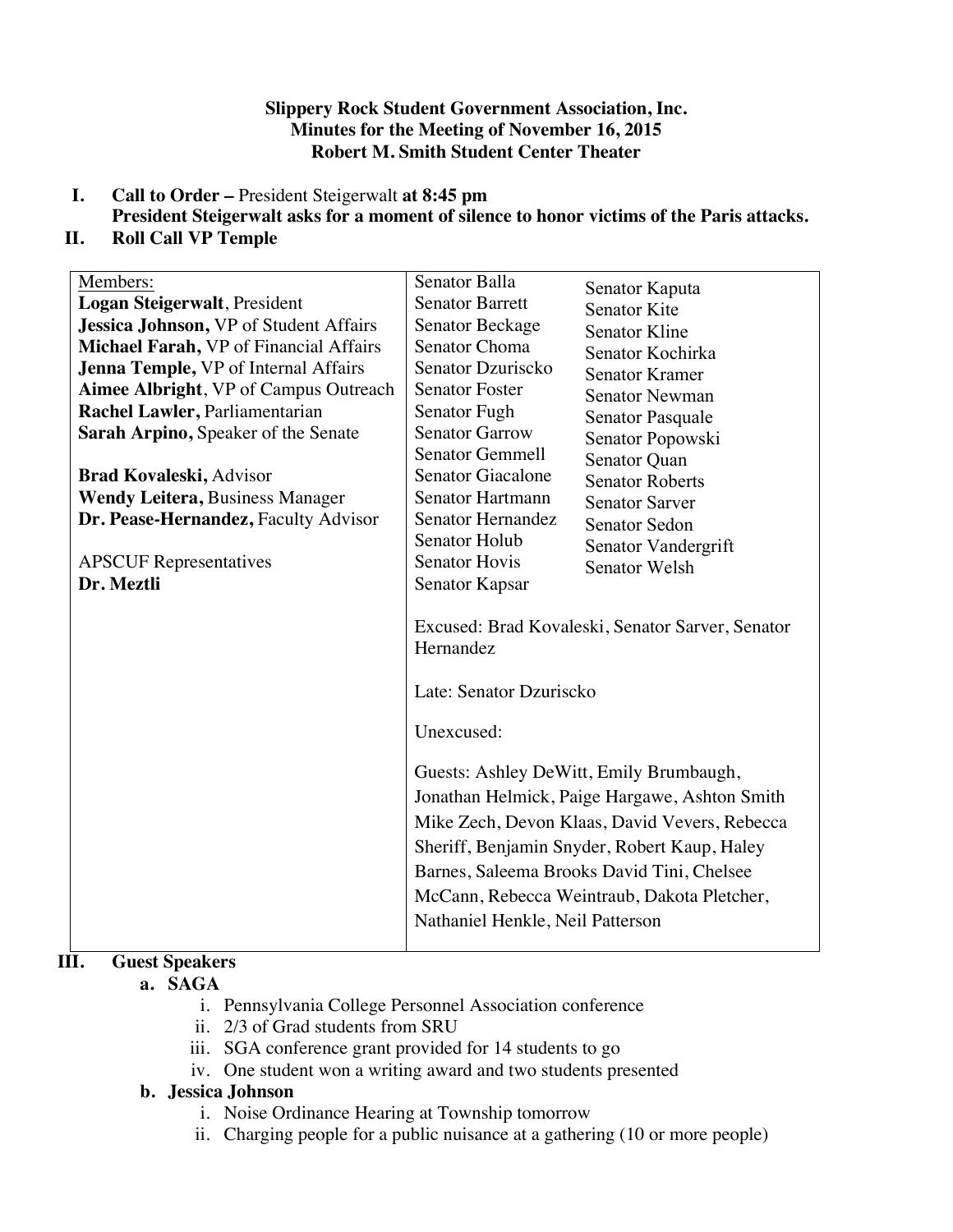**Slippery Rock Student Government Association, Inc.**
**Minutes for the Meeting of November 16, 2015**
**Robert M. Smith Student Center Theater**

I. **Call to Order –** President Steigerwalt **at 8:45 pm**
**President Steigerwalt asks for a moment of silence to honor victims of the Paris attacks.**

II. **Roll Call VP Temple**

| Members: | | |
|---|---|---|
| **Logan Steigerwalt**, President | Senator Balla | Senator Kaputa |
| **Jessica Johnson,** VP of Student Affairs | Senator Barrett | Senator Kite |
| **Michael Farah,** VP of Financial Affairs | Senator Beckage | Senator Kline |
| **Jenna Temple,** VP of Internal Affairs | Senator Choma | Senator Kochirka |
| **Aimee Albright**, VP of Campus Outreach | Senator Dzuriscko | Senator Kramer |
| **Rachel Lawler,** Parliamentarian | Senator Foster | Senator Newman |
| **Sarah Arpino,** Speaker of the Senate | Senator Fugh | Senator Pasquale |
| | Senator Garrow | Senator Popowski |
| **Brad Kovaleski,** Advisor | Senator Gemmell | Senator Quan |
| **Wendy Leitera,** Business Manager | Senator Giacalone | Senator Roberts |
| **Dr. Pease-Hernandez,** Faculty Advisor | Senator Hartmann | Senator Sarver |
| | Senator Hernandez | Senator Sedon |
| APSCUF Representatives | Senator Holub | Senator Vandergrift |
| **Dr. Meztli** | Senator Hovis | Senator Welsh |
| | Senator Kapsar | |
| | Excused: Brad Kovaleski, Senator Sarver, Senator Hernandez | |
| | Late: Senator Dzuriscko | |
| | Unexcused: | |
| | Guests: Ashley DeWitt, Emily Brumbaugh, Jonathan Helmick, Paige Hargawe, Ashton Smith Mike Zech, Devon Klaas, David Vevers, Rebecca Sheriff, Benjamin Snyder, Robert Kaup, Haley Barnes, Saleema Brooks David Tini, Chelsee McCann, Rebecca Weintraub, Dakota Pletcher, Nathaniel Henkle, Neil Patterson | |

III. **Guest Speakers**

a. **SAGA**
   i. Pennsylvania College Personnel Association conference
   ii. 2/3 of Grad students from SRU
   iii. SGA conference grant provided for 14 students to go
   iv. One student won a writing award and two students presented

b. **Jessica Johnson**
   i. Noise Ordinance Hearing at Township tomorrow
   ii. Charging people for a public nuisance at a gathering (10 or more people)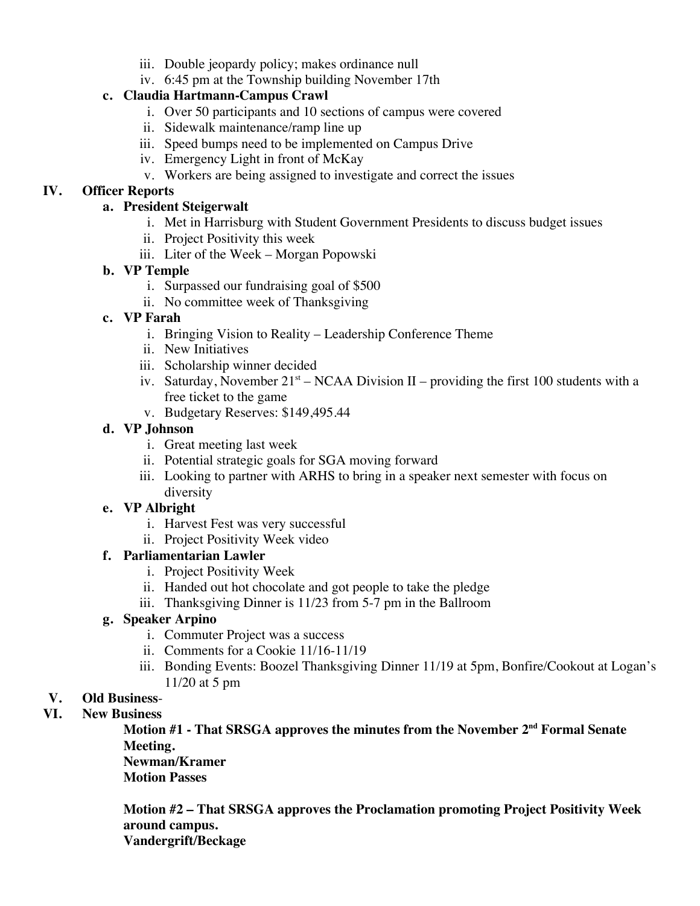iii. Double jeopardy policy; makes ordinance null
   iv. 6:45 pm at the Township building November 17th

c. **Claudia Hartmann-Campus Crawl**
   i. Over 50 participants and 10 sections of campus were covered
   ii. Sidewalk maintenance/ramp line up
   iii. Speed bumps need to be implemented on Campus Drive
   iv. Emergency Light in front of McKay
   v. Workers are being assigned to investigate and correct the issues

**IV. Officer Reports**

a. **President Steigerwalt**
   i. Met in Harrisburg with Student Government Presidents to discuss budget issues
   ii. Project Positivity this week
   iii. Liter of the Week – Morgan Popowski

b. **VP Temple**
   i. Surpassed our fundraising goal of $500
   ii. No committee week of Thanksgiving

c. **VP Farah**
   i. Bringing Vision to Reality – Leadership Conference Theme
   ii. New Initiatives
   iii. Scholarship winner decided
   iv. Saturday, November 21st – NCAA Division II – providing the first 100 students with a free ticket to the game
   v. Budgetary Reserves: $149,495.44

d. **VP Johnson**
   i. Great meeting last week
   ii. Potential strategic goals for SGA moving forward
   iii. Looking to partner with ARHS to bring in a speaker next semester with focus on diversity

e. **VP Albright**
   i. Harvest Fest was very successful
   ii. Project Positivity Week video

f. **Parliamentarian Lawler**
   i. Project Positivity Week
   ii. Handed out hot chocolate and got people to take the pledge
   iii. Thanksgiving Dinner is 11/23 from 5-7 pm in the Ballroom

g. **Speaker Arpino**
   i. Commuter Project was a success
   ii. Comments for a Cookie 11/16-11/19
   iii. Bonding Events: Boozel Thanksgiving Dinner 11/19 at 5pm, Bonfire/Cookout at Logan's 11/20 at 5 pm

**V. Old Business**-

**VI. New Business**

**Motion #1 - That SRSGA approves the minutes from the November 2nd Formal Senate Meeting.**
**Newman/Kramer**
**Motion Passes**

**Motion #2 – That SRSGA approves the Proclamation promoting Project Positivity Week around campus.**
**Vandergrift/Beckage**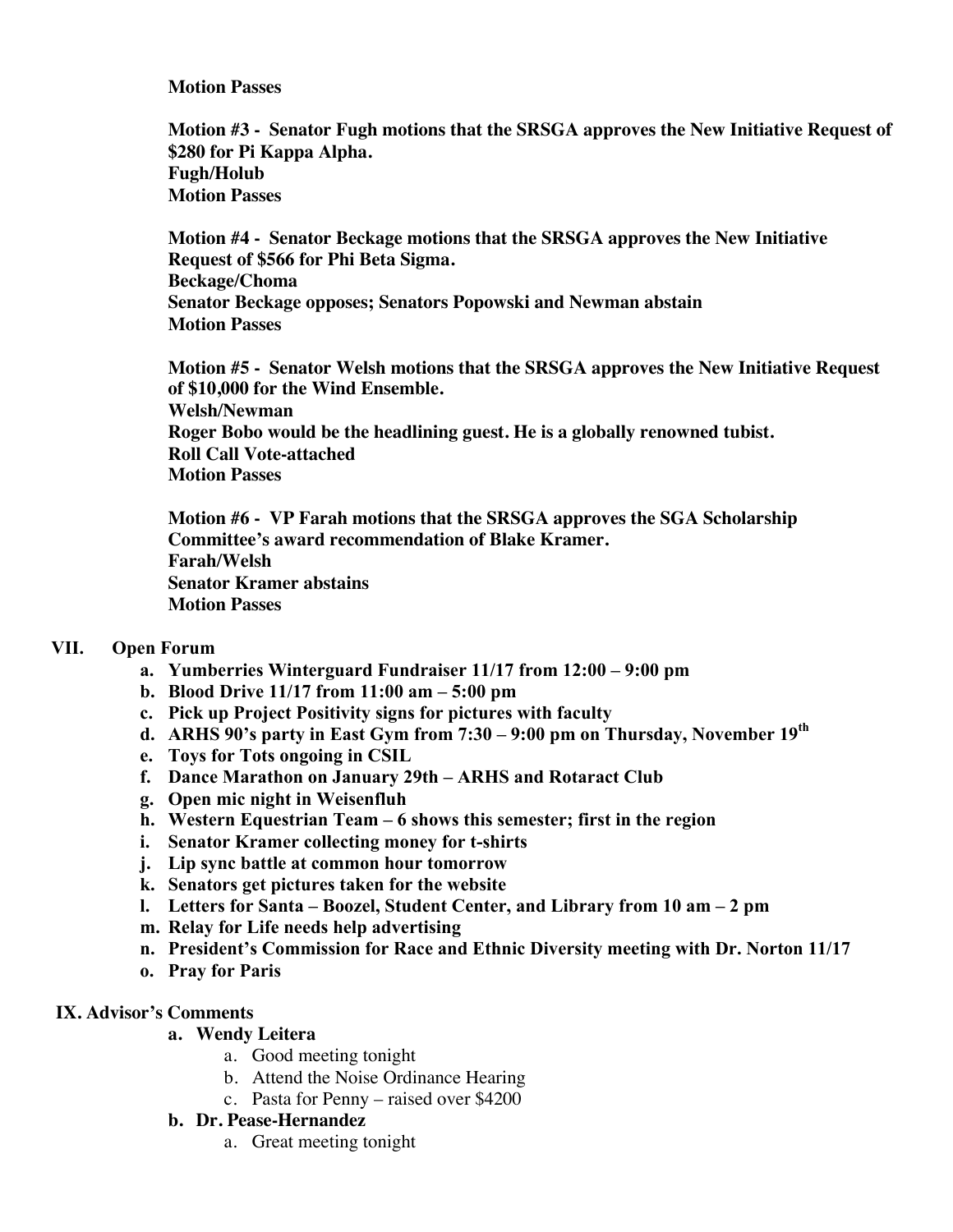**Motion Passes**

**Motion #3 - Senator Fugh motions that the SRSGA approves the New Initiative Request of $280 for Pi Kappa Alpha.**
**Fugh/Holub**
**Motion Passes**

**Motion #4 - Senator Beckage motions that the SRSGA approves the New Initiative Request of $566 for Phi Beta Sigma.**
**Beckage/Choma**
**Senator Beckage opposes; Senators Popowski and Newman abstain**
**Motion Passes**

**Motion #5 - Senator Welsh motions that the SRSGA approves the New Initiative Request of $10,000 for the Wind Ensemble.**
**Welsh/Newman**
**Roger Bobo would be the headlining guest. He is a globally renowned tubist.**
**Roll Call Vote-attached**
**Motion Passes**

**Motion #6 - VP Farah motions that the SRSGA approves the SGA Scholarship Committee's award recommendation of Blake Kramer.**
**Farah/Welsh**
**Senator Kramer abstains**
**Motion Passes**

## VII. Open Forum

- **a. Yumberries Winterguard Fundraiser 11/17 from 12:00 – 9:00 pm**
- **b. Blood Drive 11/17 from 11:00 am – 5:00 pm**
- **c. Pick up Project Positivity signs for pictures with faculty**
- **d. ARHS 90's party in East Gym from 7:30 – 9:00 pm on Thursday, November 19th**
- **e. Toys for Tots ongoing in CSIL**
- **f. Dance Marathon on January 29th – ARHS and Rotaract Club**
- **g. Open mic night in Weisenfluh**
- **h. Western Equestrian Team – 6 shows this semester; first in the region**
- **i. Senator Kramer collecting money for t-shirts**
- **j. Lip sync battle at common hour tomorrow**
- **k. Senators get pictures taken for the website**
- **l. Letters for Santa – Boozel, Student Center, and Library from 10 am – 2 pm**
- **m. Relay for Life needs help advertising**
- **n. President's Commission for Race and Ethnic Diversity meeting with Dr. Norton 11/17**
- **o. Pray for Paris**

## IX. Advisor's Comments

- **a. Wendy Leitera**
  - a. Good meeting tonight
  - b. Attend the Noise Ordinance Hearing
  - c. Pasta for Penny – raised over $4200
- **b. Dr. Pease-Hernandez**
  - a. Great meeting tonight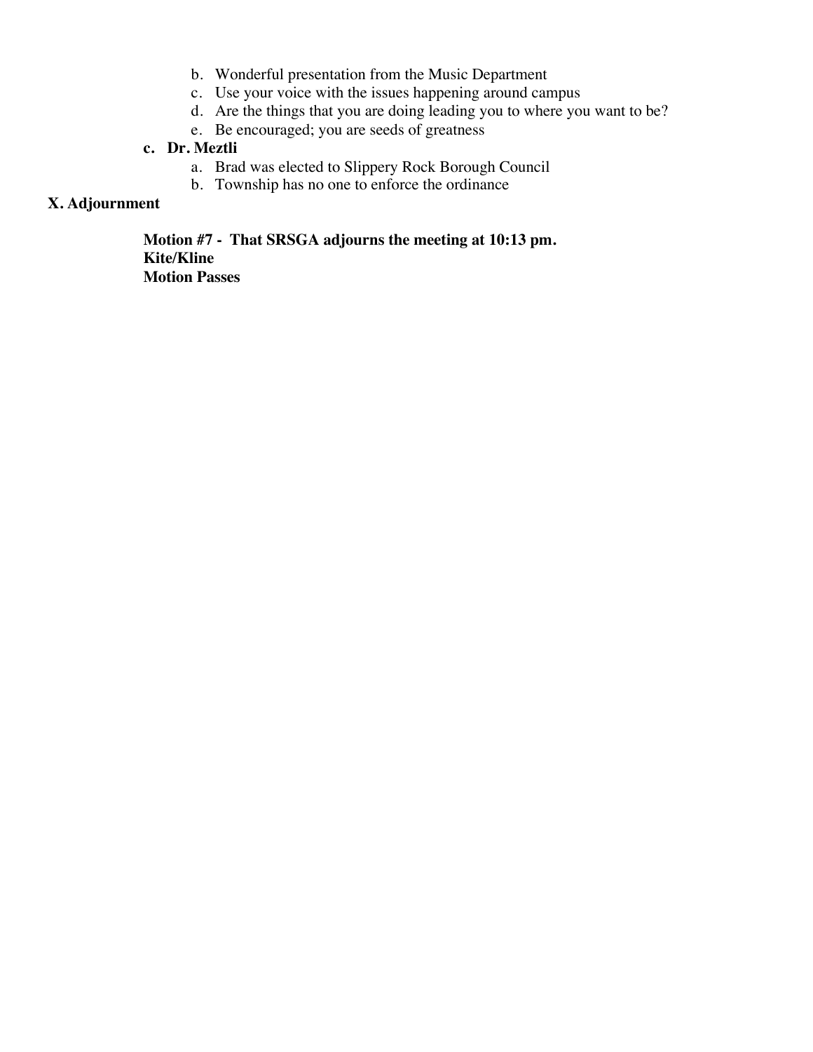b. Wonderful presentation from the Music Department
c. Use your voice with the issues happening around campus
d. Are the things that you are doing leading you to where you want to be?
e. Be encouraged; you are seeds of greatness

**c. Dr. Meztli**

a. Brad was elected to Slippery Rock Borough Council
b. Township has no one to enforce the ordinance

**X. Adjournment**

**Motion #7 - That SRSGA adjourns the meeting at 10:13 pm.**
**Kite/Kline**
**Motion Passes**